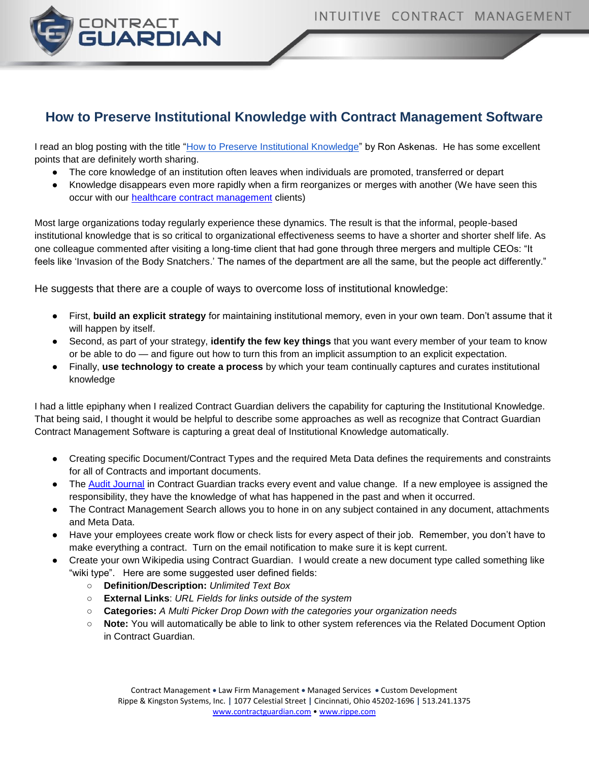# How to Preserve Institutional Knowledge with Contract Management Software

I read an blog posting with the title "How to Preserve Institutional Knowledge" by Ron Askenas. He has some excellent points that are definitely worth sharing.

- The core knowledge of an institution often leaves when individuals are promoted, transferred or depart
- Knowledge disappears even more rapidly when a firm reorganizes or merges with another (We have seen this occur with our healthcare contract management clients)

Most large organizations today regularly experience these dynamics. The result is that the informal, people-based institutional knowledge that is so critical to organizational effectiveness seems to have a shorter and shorter shelf life. As one colleague commented after visiting a long-time client that had gone through three mergers and multiple CEOs: "It feels like 'Invasion of the Body Snatchers.' The names of the department are all the same, but the people act differently."

He suggests that there are a couple of ways to overcome loss of institutional knowledge:

- First, **build an explicit strategy** for maintaining institutional memory, even in your own team. Don't assume that it will happen by itself.
- Second, as part of your strategy, **identify the few key things** that you want every member of your team to know or be able to do — and figure out how to turn this from an implicit assumption to an explicit expectation.
- Finally, **use technology to create a process** by which your team continually captures and curates institutional knowledge

I had a little epiphany when I realized Contract Guardian delivers the capability for capturing the Institutional Knowledge. That being said, I thought it would be helpful to describe some approaches as well as recognize that Contract Guardian Contract Management Software is capturing a great deal of Institutional Knowledge automatically.

- Creating specific Document/Contract Types and the required Meta Data defines the requirements and constraints for all of Contracts and important documents.
- The Audit Journal in Contract Guardian tracks every event and value change. If a new employee is assigned the responsibility, they have the knowledge of what has happened in the past and when it occurred.
- The Contract Management Search allows you to hone in on any subject contained in any document, attachments and Meta Data.
- Have your employees create work flow or check lists for every aspect of their job. Remember, you don't have to make everything a contract. Turn on the email notification to make sure it is kept current.
- Create your own Wikipedia using Contract Guardian. I would create a new document type called something like "wiki type". Here are some suggested user defined fields:
  - **Definition/Description:** *Unlimited Text Box*
  - **External Links**: *URL Fields for links outside of the system*
  - **Categories:** *A Multi Picker Drop Down with the categories your organization needs*
  - **Note:** You will automatically be able to link to other system references via the Related Document Option in Contract Guardian.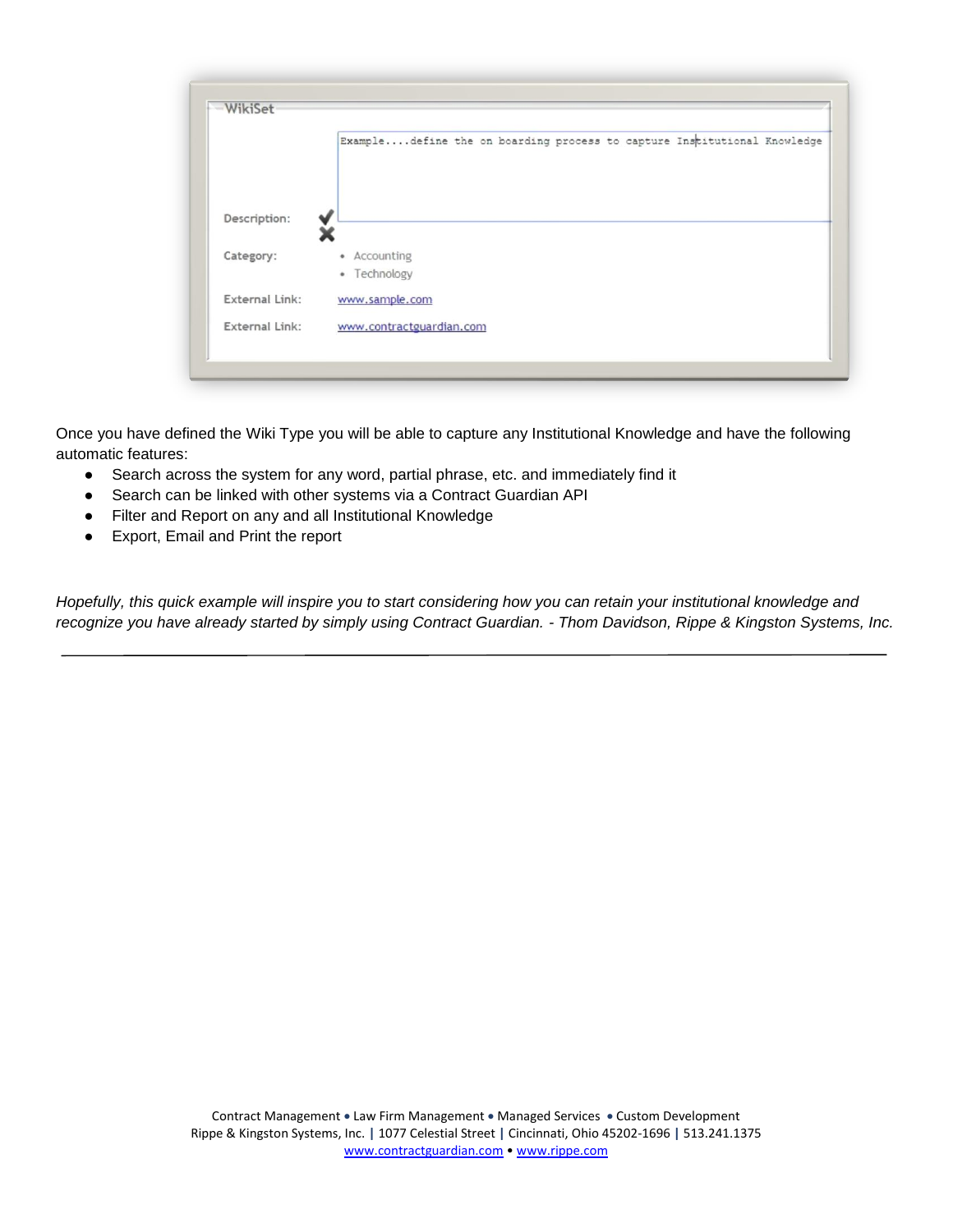WikiSet

Description: Example....define the on boarding process to capture Institutional Knowledge

Category:
- Accounting
- Technology

External Link: www.sample.com

External Link: www.contractguardian.com

Once you have defined the Wiki Type you will be able to capture any Institutional Knowledge and have the following automatic features:

- Search across the system for any word, partial phrase, etc. and immediately find it
- Search can be linked with other systems via a Contract Guardian API
- Filter and Report on any and all Institutional Knowledge
- Export, Email and Print the report

*Hopefully, this quick example will inspire you to start considering how you can retain your institutional knowledge and recognize you have already started by simply using Contract Guardian. - Thom Davidson, Rippe & Kingston Systems, Inc.*

---

Contract Management • Law Firm Management • Managed Services • Custom Development
Rippe & Kingston Systems, Inc. | 1077 Celestial Street | Cincinnati, Ohio 45202-1696 | 513.241.1375
www.contractguardian.com • www.rippe.com